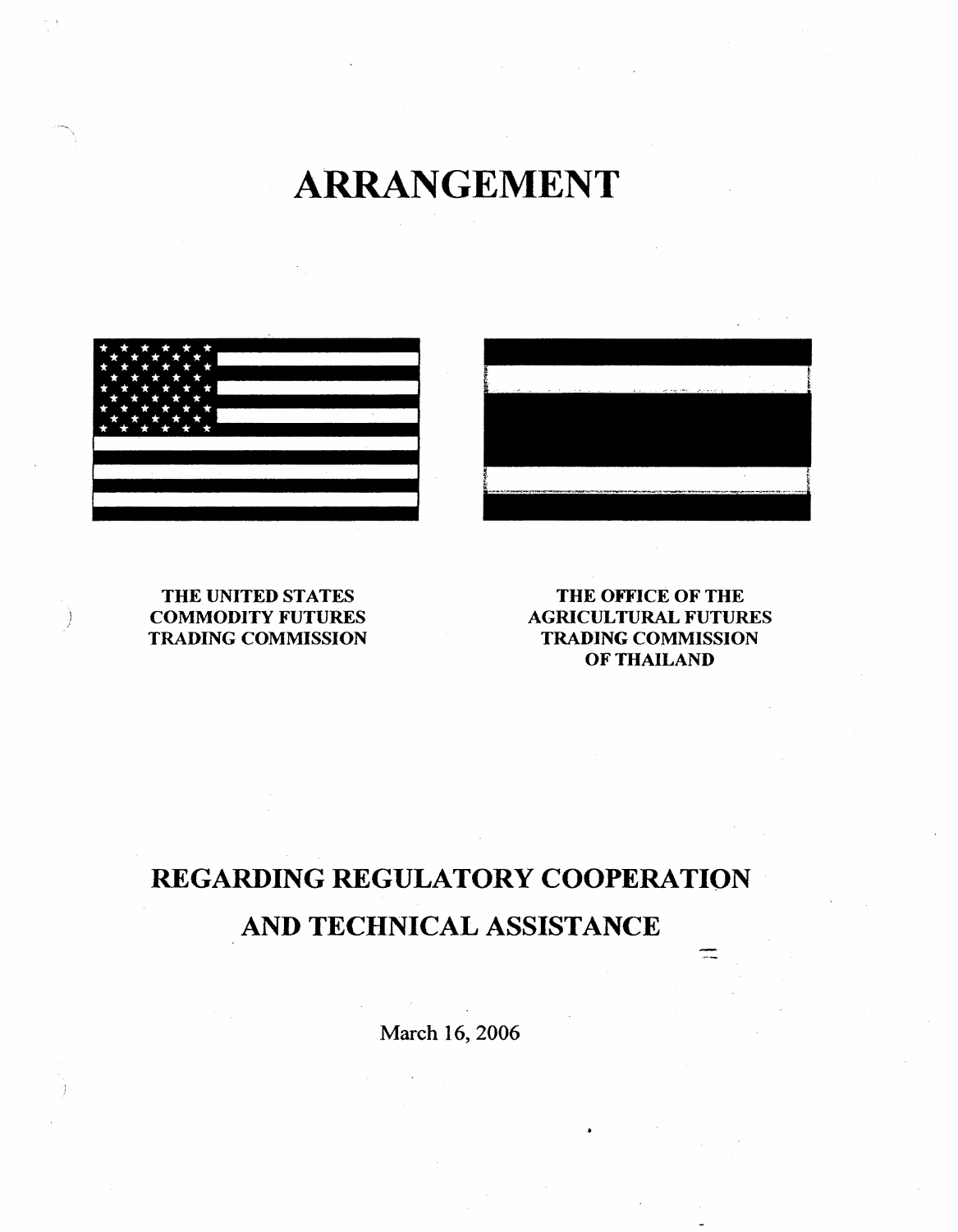# ARRANGEMENT

THE UNITED STATES
COMMODITY FUTURES
TRADING COMMISSION

THE OFFICE OF THE
AGRICULTURAL FUTURES
TRADING COMMISSION
OF THAILAND

## REGARDING REGULATORY COOPERATION AND TECHNICAL ASSISTANCE

March 16, 2006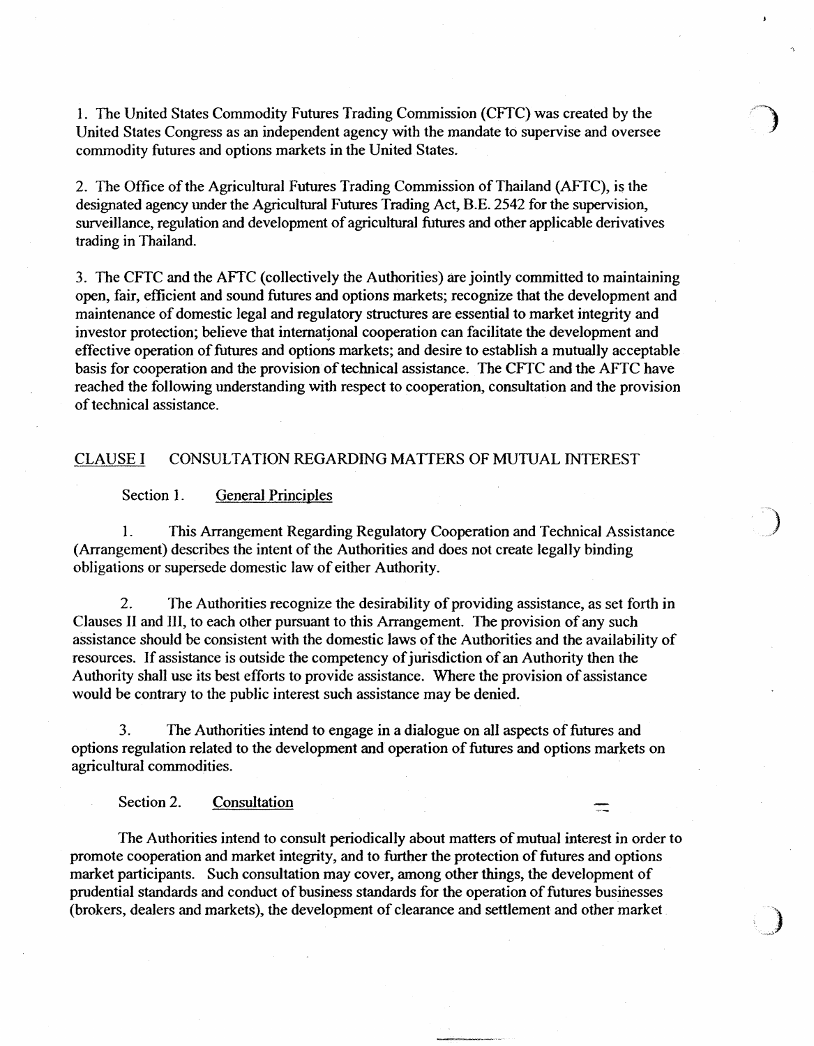1. The United States Commodity Futures Trading Commission (CFTC) was created by the United States Congress as an independent agency with the mandate to supervise and oversee commodity futures and options markets in the United States.

2. The Office of the Agricultural Futures Trading Commission of Thailand (AFTC), is the designated agency under the Agricultural Futures Trading Act, B.E. 2542 for the supervision, surveillance, regulation and development of agricultural futures and other applicable derivatives trading in Thailand.

3. The CFTC and the AFTC (collectively the Authorities) are jointly committed to maintaining open, fair, efficient and sound futures and options markets; recognize that the development and maintenance of domestic legal and regulatory structures are essential to market integrity and investor protection; believe that international cooperation can facilitate the development and effective operation of futures and options markets; and desire to establish a mutually acceptable basis for cooperation and the provision of technical assistance. The CFTC and the AFTC have reached the following understanding with respect to cooperation, consultation and the provision of technical assistance.

## CLAUSE I CONSULTATION REGARDING MATTERS OF MUTUAL INTEREST

### Section 1. General Principles

1. This Arrangement Regarding Regulatory Cooperation and Technical Assistance (Arrangement) describes the intent of the Authorities and does not create legally binding obligations or supersede domestic law of either Authority.

2. The Authorities recognize the desirability of providing assistance, as set forth in Clauses II and III, to each other pursuant to this Arrangement. The provision of any such assistance should be consistent with the domestic laws of the Authorities and the availability of resources. If assistance is outside the competency of jurisdiction of an Authority then the Authority shall use its best efforts to provide assistance. Where the provision of assistance would be contrary to the public interest such assistance may be denied.

3. The Authorities intend to engage in a dialogue on all aspects of futures and options regulation related to the development and operation of futures and options markets on agricultural commodities.

### Section 2. Consultation

The Authorities intend to consult periodically about matters of mutual interest in order to promote cooperation and market integrity, and to further the protection of futures and options market participants. Such consultation may cover, among other things, the development of prudential standards and conduct of business standards for the operation of futures businesses (brokers, dealers and markets), the development of clearance and settlement and other market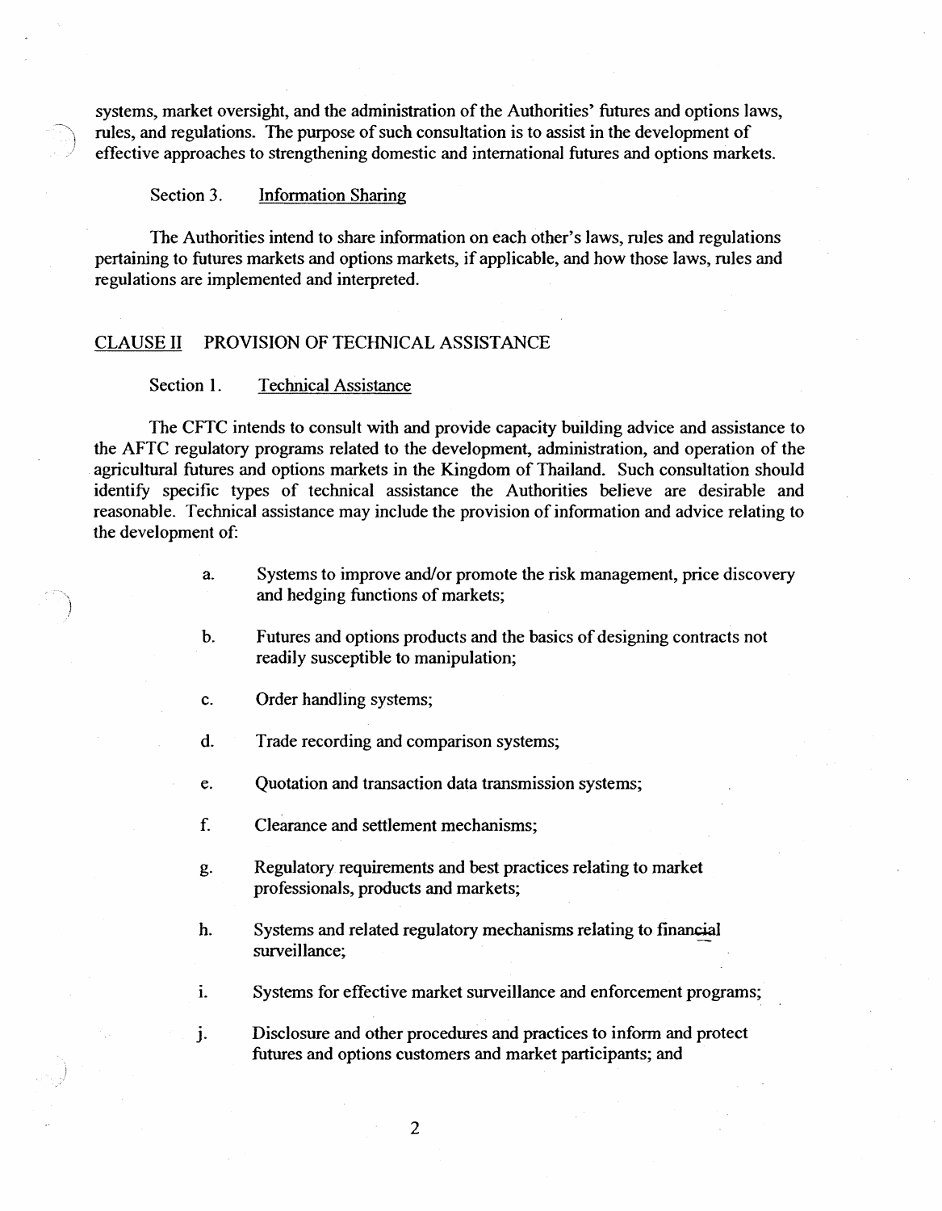systems, market oversight, and the administration of the Authorities' futures and options laws, rules, and regulations. The purpose of such consultation is to assist in the development of effective approaches to strengthening domestic and international futures and options markets.

Section 3. Information Sharing

The Authorities intend to share information on each other's laws, rules and regulations pertaining to futures markets and options markets, if applicable, and how those laws, rules and regulations are implemented and interpreted.

## CLAUSE II PROVISION OF TECHNICAL ASSISTANCE

Section 1. Technical Assistance

The CFTC intends to consult with and provide capacity building advice and assistance to the AFTC regulatory programs related to the development, administration, and operation of the agricultural futures and options markets in the Kingdom of Thailand. Such consultation should identify specific types of technical assistance the Authorities believe are desirable and reasonable. Technical assistance may include the provision of information and advice relating to the development of:

a. Systems to improve and/or promote the risk management, price discovery and hedging functions of markets;

b. Futures and options products and the basics of designing contracts not readily susceptible to manipulation;

c. Order handling systems;

d. Trade recording and comparison systems;

e. Quotation and transaction data transmission systems;

f. Clearance and settlement mechanisms;

g. Regulatory requirements and best practices relating to market professionals, products and markets;

h. Systems and related regulatory mechanisms relating to financial surveillance;

i. Systems for effective market surveillance and enforcement programs;

j. Disclosure and other procedures and practices to inform and protect futures and options customers and market participants; and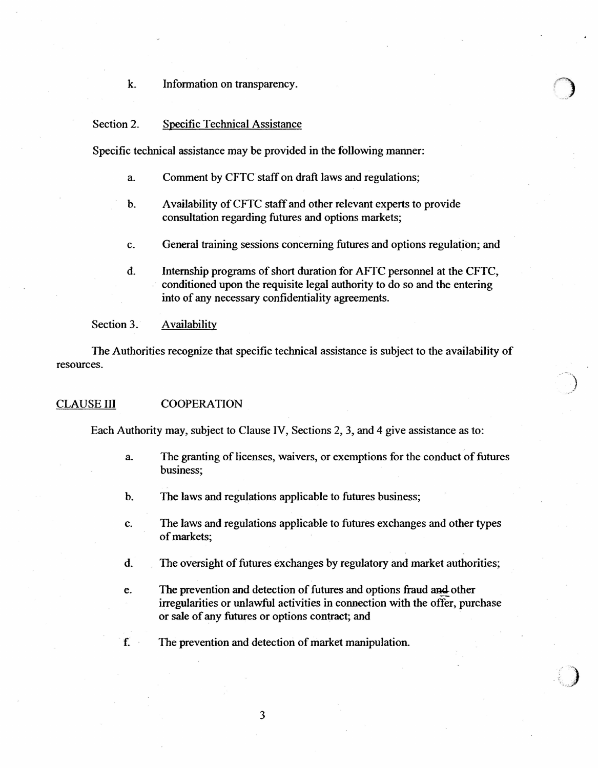k. Information on transparency.

Section 2. Specific Technical Assistance

Specific technical assistance may be provided in the following manner:

a. Comment by CFTC staff on draft laws and regulations;

b. Availability of CFTC staff and other relevant experts to provide consultation regarding futures and options markets;

c. General training sessions concerning futures and options regulation; and

d. Internship programs of short duration for AFTC personnel at the CFTC, conditioned upon the requisite legal authority to do so and the entering into of any necessary confidentiality agreements.

Section 3. Availability

The Authorities recognize that specific technical assistance is subject to the availability of resources.

CLAUSE III COOPERATION

Each Authority may, subject to Clause IV, Sections 2, 3, and 4 give assistance as to:

a. The granting of licenses, waivers, or exemptions for the conduct of futures business;

b. The laws and regulations applicable to futures business;

c. The laws and regulations applicable to futures exchanges and other types of markets;

d. The oversight of futures exchanges by regulatory and market authorities;

e. The prevention and detection of futures and options fraud and other irregularities or unlawful activities in connection with the offer, purchase or sale of any futures or options contract; and

f. The prevention and detection of market manipulation.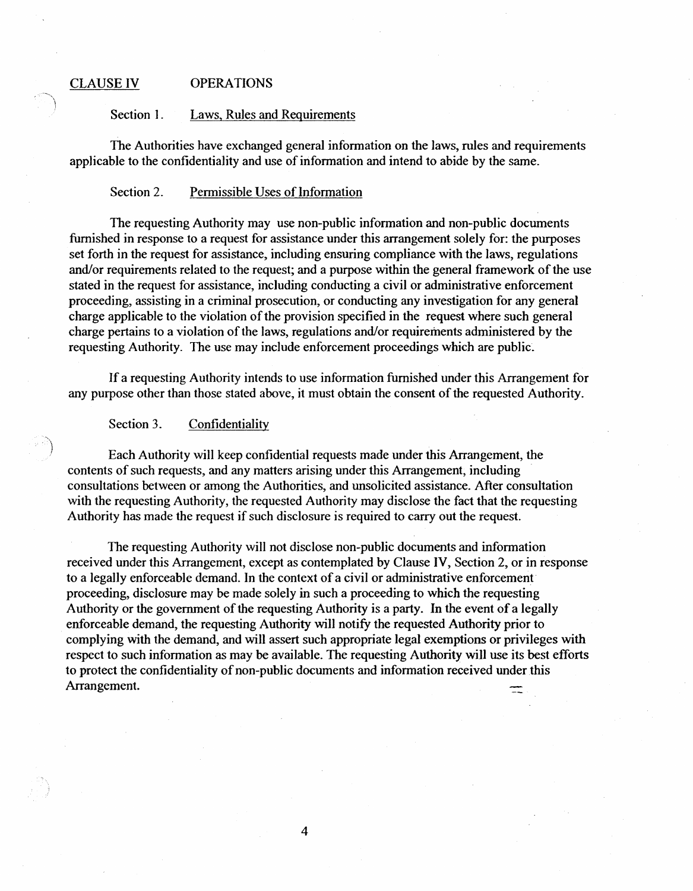## CLAUSE IV OPERATIONS

### Section 1. Laws, Rules and Requirements

The Authorities have exchanged general information on the laws, rules and requirements applicable to the confidentiality and use of information and intend to abide by the same.

### Section 2. Permissible Uses of Information

The requesting Authority may use non-public information and non-public documents furnished in response to a request for assistance under this arrangement solely for: the purposes set forth in the request for assistance, including ensuring compliance with the laws, regulations and/or requirements related to the request; and a purpose within the general framework of the use stated in the request for assistance, including conducting a civil or administrative enforcement proceeding, assisting in a criminal prosecution, or conducting any investigation for any general charge applicable to the violation of the provision specified in the request where such general charge pertains to a violation of the laws, regulations and/or requirements administered by the requesting Authority. The use may include enforcement proceedings which are public.

If a requesting Authority intends to use information furnished under this Arrangement for any purpose other than those stated above, it must obtain the consent of the requested Authority.

### Section 3. Confidentiality

Each Authority will keep confidential requests made under this Arrangement, the contents of such requests, and any matters arising under this Arrangement, including consultations between or among the Authorities, and unsolicited assistance. After consultation with the requesting Authority, the requested Authority may disclose the fact that the requesting Authority has made the request if such disclosure is required to carry out the request.

The requesting Authority will not disclose non-public documents and information received under this Arrangement, except as contemplated by Clause IV, Section 2, or in response to a legally enforceable demand. In the context of a civil or administrative enforcement proceeding, disclosure may be made solely in such a proceeding to which the requesting Authority or the government of the requesting Authority is a party. In the event of a legally enforceable demand, the requesting Authority will notify the requested Authority prior to complying with the demand, and will assert such appropriate legal exemptions or privileges with respect to such information as may be available. The requesting Authority will use its best efforts to protect the confidentiality of non-public documents and information received under this Arrangement.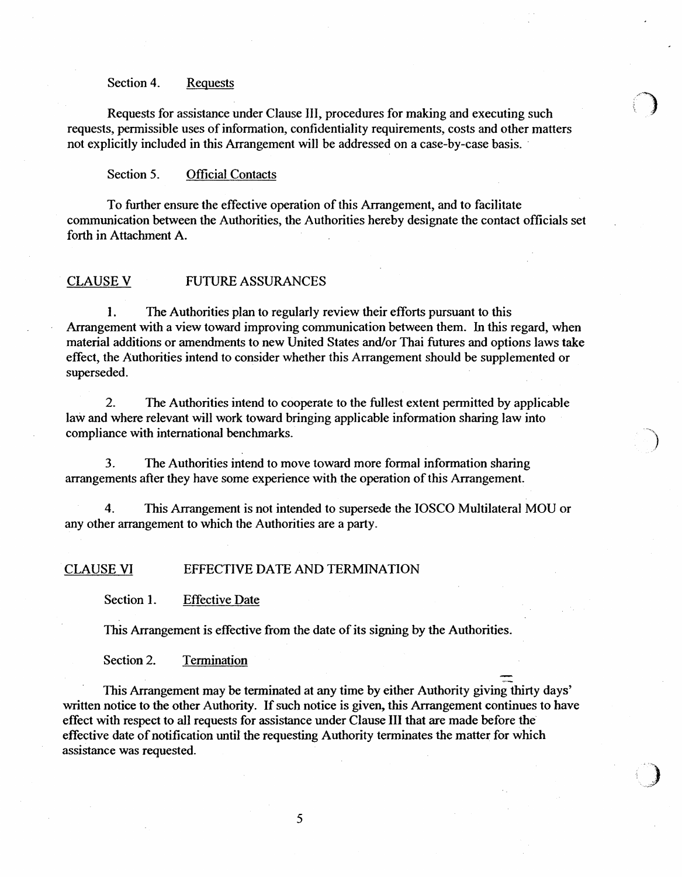Section 4. Requests

Requests for assistance under Clause III, procedures for making and executing such requests, permissible uses of information, confidentiality requirements, costs and other matters not explicitly included in this Arrangement will be addressed on a case-by-case basis.

Section 5. Official Contacts

To further ensure the effective operation of this Arrangement, and to facilitate communication between the Authorities, the Authorities hereby designate the contact officials set forth in Attachment A.

## CLAUSE V FUTURE ASSURANCES

1. The Authorities plan to regularly review their efforts pursuant to this Arrangement with a view toward improving communication between them. In this regard, when material additions or amendments to new United States and/or Thai futures and options laws take effect, the Authorities intend to consider whether this Arrangement should be supplemented or superseded.

2. The Authorities intend to cooperate to the fullest extent permitted by applicable law and where relevant will work toward bringing applicable information sharing law into compliance with international benchmarks.

3. The Authorities intend to move toward more formal information sharing arrangements after they have some experience with the operation of this Arrangement.

4. This Arrangement is not intended to supersede the IOSCO Multilateral MOU or any other arrangement to which the Authorities are a party.

## CLAUSE VI EFFECTIVE DATE AND TERMINATION

Section 1. Effective Date

This Arrangement is effective from the date of its signing by the Authorities.

Section 2. Termination

This Arrangement may be terminated at any time by either Authority giving thirty days' written notice to the other Authority. If such notice is given, this Arrangement continues to have effect with respect to all requests for assistance under Clause III that are made before the effective date of notification until the requesting Authority terminates the matter for which assistance was requested.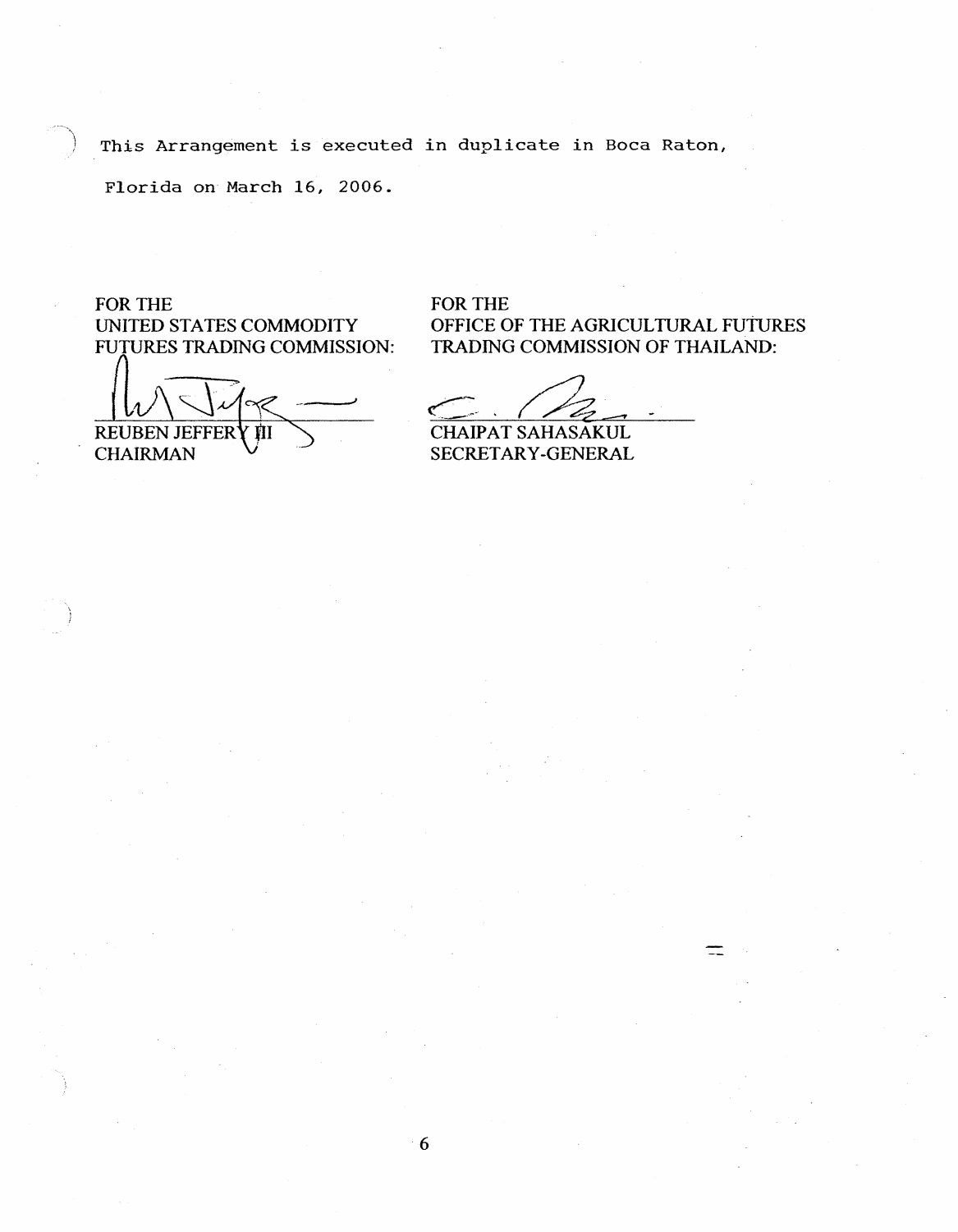This Arrangement is executed in duplicate in Boca Raton, Florida on March 16, 2006.

| FOR THE UNITED STATES COMMODITY FUTURES TRADING COMMISSION: | FOR THE OFFICE OF THE AGRICULTURAL FUTURES TRADING COMMISSION OF THAILAND: |
| --- | --- |
| REUBEN JEFFERY III | CHAIPAT SAHASAKUL |
| CHAIRMAN | SECRETARY-GENERAL |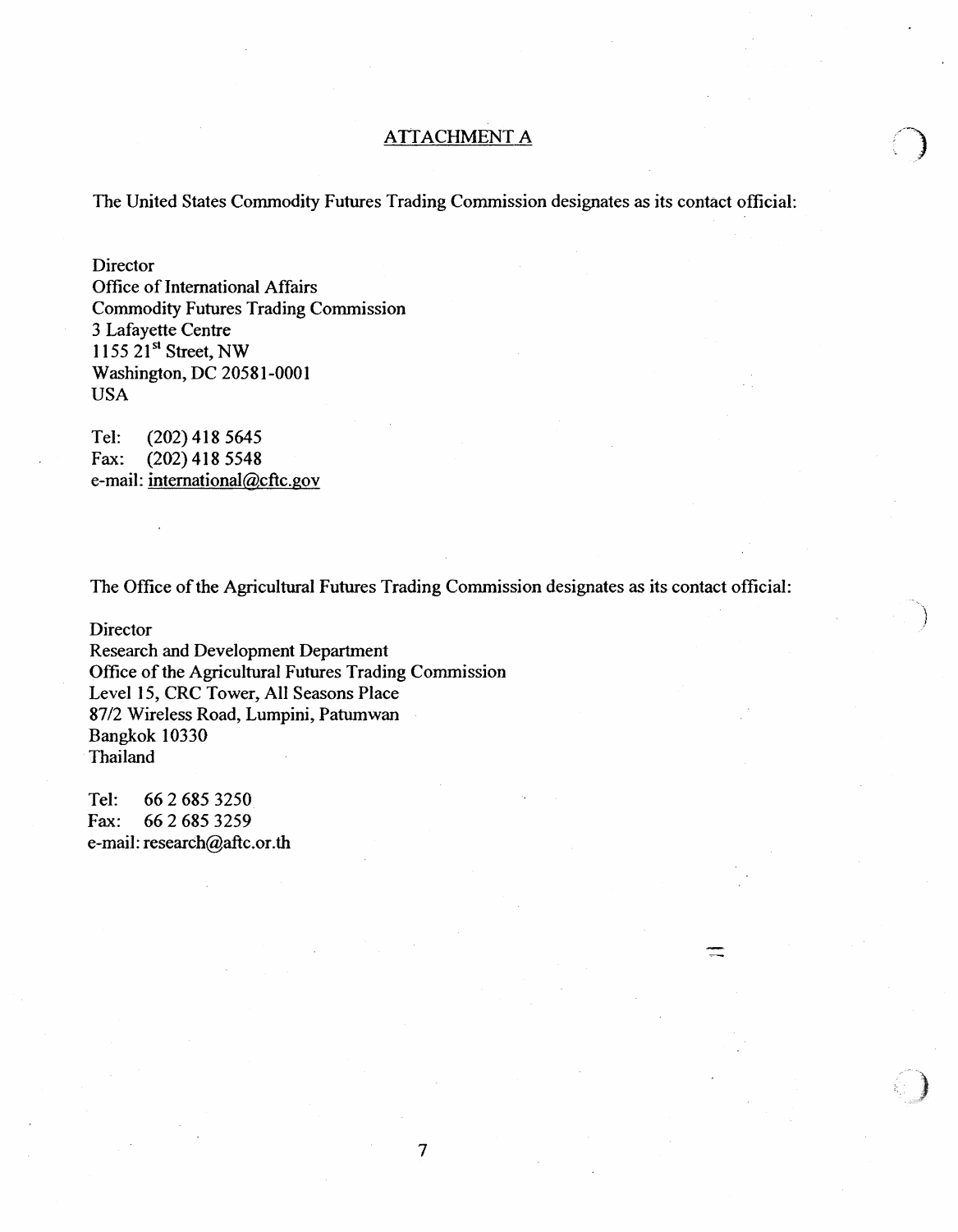## ATTACHMENT A

The United States Commodity Futures Trading Commission designates as its contact official:

Director  
Office of International Affairs  
Commodity Futures Trading Commission  
3 Lafayette Centre  
1155 21st Street, NW  
Washington, DC 20581-0001  
USA

Tel: (202) 418 5645  
Fax: (202) 418 5548  
e-mail: international@cftc.gov

The Office of the Agricultural Futures Trading Commission designates as its contact official:

Director  
Research and Development Department  
Office of the Agricultural Futures Trading Commission  
Level 15, CRC Tower, All Seasons Place  
87/2 Wireless Road, Lumpini, Patumwan  
Bangkok 10330  
Thailand

Tel: 66 2 685 3250  
Fax: 66 2 685 3259  
e-mail: research@aftc.or.th